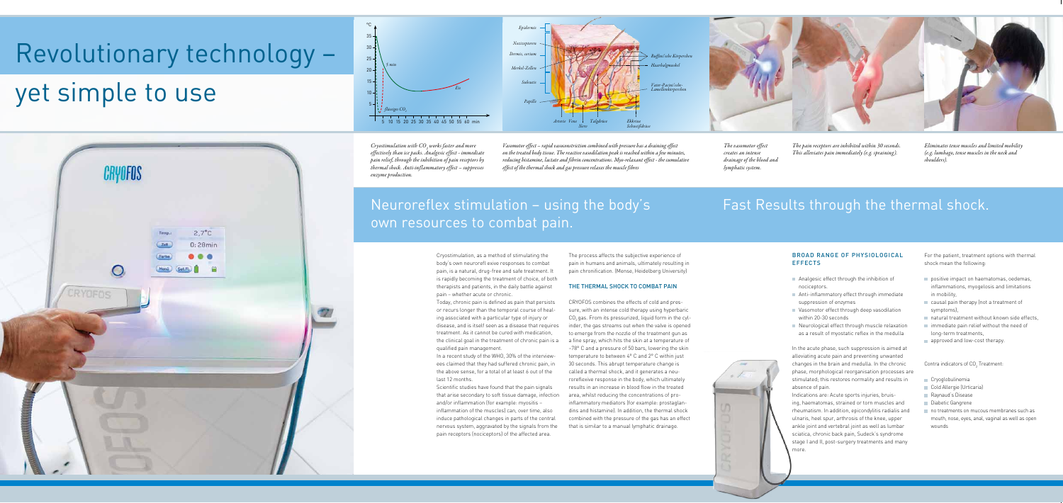# Revolutionary technology – yet simple to use

*Cryostimulation with $CO_2$ works faster and more effectively than ice packs. Analgesic effect - immediate pain relief, through the inhibition of pain receptors by thermal shock. Anti-inflammatory effect – suppresses enzyme production.*

*Vasomotor effect – rapid vasoconstriction combined with pressure has a draining effect on the treated body tissue. The reactive vasodilation peak is reached within a few minutes, reducing histamine, lactate and fibrin concentrations. Myo-relaxant effect - the cumulative effect of the thermal shock and gas pressure relaxes the muscle fibres*

*The vasomotor effect creates an intense drainage of the blood and lymphatic system.*

*The pain receptors are inhibited within 30 seconds. This alleviates pain immediately (e.g. spraining).*

*Eliminates tense muscles and limited mobility (e.g. lumbago, tense muscles in the neck and shoulders).*

## Neuroreflex stimulation – using the body's own resources to combat pain.

Cryostimulation, as a method of stimulating the body's own neuroreflexive responses to combat pain, is a natural, drug-free and safe treatment. It is rapidly becoming the treatment of choice, of both therapists and patients, in the daily battle against pain - whether acute or chronic.

Today, chronic pain is defined as pain that persists or recurs longer than the temporal course of healing associated with a particular type of injury or disease, and is itself seen as a disease that requires treatment. As it cannot be cured with medication, the clinical goal in the treatment of chronic pain is a qualified pain management.

In a recent study of the WHO, 30% of the interviewees claimed that they had suffered chronic pain, in the above sense, for a total of at least 6 out of the last 12 months.

Scientific studies have found that the pain signals that arise secondary to soft tissue damage, infection and/or inflammation (for example: myositis – inflammation of the muscles) can, over time, also induce pathological changes in parts of the central nervous system, aggravated by the signals from the pain receptors (nociceptors) of the affected area.

The process affects the subjective experience of pain in humans and animals, ultimately resulting in pain chronification. (Mense, Heidelberg University)

### THE THERMAL SHOCK TO COMBAT PAIN

CRYOFOS combines the effects of cold and pressure, with an intense cold therapy using hyperbaric $CO_2$ gas. From its pressurized, liquid form in the cylinder, the gas streams out when the valve is opened to emerge from the nozzle of the treatment gun as a fine spray, which hits the skin at a temperature of –78° C and a pressure of 50 bars, lowering the skin temperature to between 4° C and 2° C within just 30 seconds. This abrupt temperature change is called a thermal shock, and it generates a neuroreflexive response in the body, which ultimately results in an increase in blood flow in the treated area, whilst reducing the concentrations of pro-inflammatory mediators (for example: prostaglandins and histamine). In addition, the thermal shock combined with the pressure of the gas has an effect that is similar to a manual lymphatic drainage.

## Fast Results through the thermal shock.

### BROAD RANGE OF PHYSIOLOGICAL EFFECTS

- Analgesic effect through the inhibition of nociceptors.
- Anti-inflammatory effect through immediate suppression of enzymes
- Vasomotor effect through deep vasodilation within 20-30 seconds
- Neurological effect through muscle relaxation as a result of myostatic reflex in the medulla

In the acute phase, such suppression is aimed at alleviating acute pain and preventing unwanted changes in the brain and medulla. In the chronic phase, morphological reorganisation processes are stimulated; this restores normality and results in absence of pain.

Indications are: Acute sports injuries, bruising, haematomas, strained or torn muscles and rheumatism. In addition, epicondylitis radialis and ulnaris, heel spur, arthrosis of the knee, upper ankle joint and vertebral joint as well as lumbar sciatica, chronic back pain, Sudeck's syndrome stage I and II, post-surgery treatments and many more.

For the patient, treatment options with thermal shock mean the following:

- positive impact on haematomas, oedemas, inflammations, myogelosis and limitations in mobility,
- causal pain therapy (not a treatment of symptoms),
- natural treatment without known side effects,
- immediate pain relief without the need of long-term treatments,
- approved and low-cost therapy.

Contra indicators of $CO_2$ Treatment:

- Cryoglobulinemia
- Cold Allergy (Urticaria)
- Raynaud´s Disease
- Diabetic Gangrene
- no treatments on mucous membranes such as mouth, nose, eyes, anal, vaginal as well as open wounds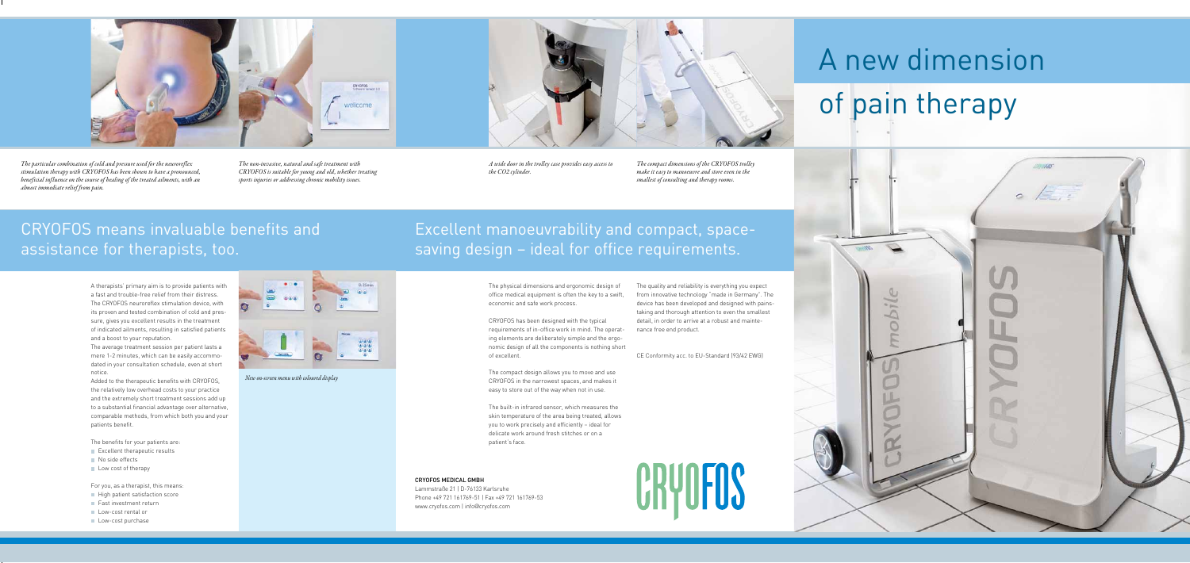# A new dimension of pain therapy

*The particular combination of cold and pressure used for the neuroreflex stimulation therapy with CRYOFOS has been shown to have a pronounced, beneficial influence on the course of healing of the treated ailments, with an almost immediate relief from pain.*

*The non-invasive, natural and safe treatment with CRYOFOS is suitable for young and old, whether treating sports injuries or addressing chronic mobility issues.*

*A wide door in the trolley case provides easy access to the CO2 cylinder.*

*The compact dimensions of the CRYOFOS trolley make it easy to manoeuvre and store even in the smallest of consulting and therapy rooms.*

## CRYOFOS means invaluable benefits and assistance for therapists, too.

A therapists' primary aim is to provide patients with a fast and trouble-free relief from their distress. The CRYOFOS neuroreflex stimulation device, with its proven and tested combination of cold and pressure, gives you excellent results in the treatment of indicated ailments, resulting in satisfied patients and a boost to your reputation.

The average treatment session per patient lasts a mere 1-2 minutes, which can be easily accommodated in your consultation schedule, even at short notice.

Added to the therapeutic benefits with CRYOFOS, the relatively low overhead costs to your practice and the extremely short treatment sessions add up to a substantial financial advantage over alternative, comparable methods, from which both you and your patients benefit.

The benefits for your patients are:

- Excellent therapeutic results
- No side effects
- Low cost of therapy

For you, as a therapist, this means:

- High patient satisfaction score
- Fast investment return
- Low-cost rental or
- Low-cost purchase

*New on-screen menu with coloured display*

## Excellent manoeuvrability and compact, space-saving design – ideal for office requirements.

The physical dimensions and ergonomic design of office medical equipment is often the key to a swift, economic and safe work process.

CRYOFOS has been designed with the typical requirements of in-office work in mind. The operating elements are deliberately simple and the ergonomic design of all the components is nothing short of excellent.

The compact design allows you to move and use CRYOFOS in the narrowest spaces, and makes it easy to store out of the way when not in use.

The built-in infrared sensor, which measures the skin temperature of the area being treated, allows you to work precisely and efficiently – ideal for delicate work around fresh stitches or on a patient's face.

The quality and reliability is everything you expect from innovative technology "made in Germany". The device has been developed and designed with painstaking and thorough attention to even the smallest detail, in order to arrive at a robust and maintenance free end product.

CE Conformity acc. to EU-Standard (93/42 EWG)

**CRYOFOS MEDICAL GMBH**
Lammstraße 21 | D-76133 Karlsruhe
Phone +49 721 161769-51 | Fax +49 721 161769-53
www.cryofos.com | info@cryofos.com

CRYOFOS